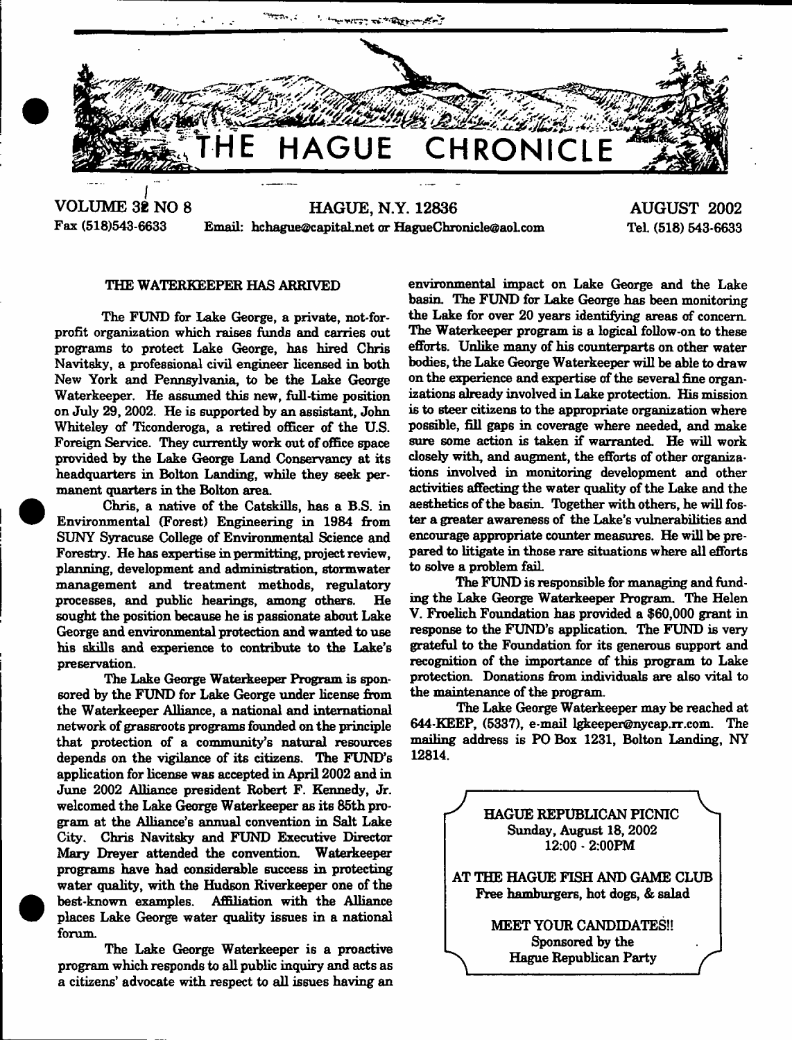# THE HAGUE CHRONICLE

VOLUME 32 NO 8 HAGUE, N.Y. 12836 AUGUST 2002

Fax (518)543-6633 Email: hchague@capital.net or HagueChronicle@aol.com Tel. (518) 543-6633

## THE WATERKEEPER HAS ARRIVED

The FUND for Lake George, a private, not-for-profit organization which raises funds and carries out programs to protect Lake George, has hired Chris Navitsky, a professional civil engineer licensed in both New York and Pennsylvania, to be the Lake George Waterkeeper. He assumed this new, full-time position on July 29, 2002. He is supported by an assistant, John Whiteley of Ticonderoga, a retired officer of the U.S. Foreign Service. They currently work out of office space provided by the Lake George Land Conservancy at its headquarters in Bolton Landing, while they seek permanent quarters in the Bolton area.

Chris, a native of the Catskills, has a B.S. in Environmental (Forest) Engineering in 1984 from SUNY Syracuse College of Environmental Science and Forestry. He has expertise in permitting, project review, planning, development and administration, stormwater management and treatment methods, regulatory processes, and public hearings, among others. He sought the position because he is passionate about Lake George and environmental protection and wanted to use his skills and experience to contribute to the Lake's preservation.

The Lake George Waterkeeper Program is sponsored by the FUND for Lake George under license from the Waterkeeper Alliance, a national and international network of grassroots programs founded on the principle that protection of a community's natural resources depends on the vigilance of its citizens. The FUND's application for license was accepted in April 2002 and in June 2002 Alliance president Robert F. Kennedy, Jr. welcomed the Lake George Waterkeeper as its 85th program at the Alliance's annual convention in Salt Lake City. Chris Navitsky and FUND Executive Director Mary Dreyer attended the convention. Waterkeeper programs have had considerable success in protecting water quality, with the Hudson Riverkeeper one of the best-known examples. Affiliation with the Alliance places Lake George water quality issues in a national forum.

The Lake George Waterkeeper is a proactive program which responds to all public inquiry and acts as a citizens' advocate with respect to all issues having an environmental impact on Lake George and the Lake basin. The FUND for Lake George has been monitoring the Lake for over 20 years identifying areas of concern. The Waterkeeper program is a logical follow-on to these efforts. Unlike many of his counterparts on other water bodies, the Lake George Waterkeeper will be able to draw on the experience and expertise of the several fine organizations already involved in Lake protection. His mission is to steer citizens to the appropriate organization where possible, fill gaps in coverage where needed, and make sure some action is taken if warranted. He will work closely with, and augment, the efforts of other organizations involved in monitoring development and other activities affecting the water quality of the Lake and the aesthetics of the basin. Together with others, he will foster a greater awareness of the Lake's vulnerabilities and encourage appropriate counter measures. He will be prepared to litigate in those rare situations where all efforts to solve a problem fail.

The FUND is responsible for managing and funding the Lake George Waterkeeper Program. The Helen V. Froelich Foundation has provided a $60,000 grant in response to the FUND's application. The FUND is very grateful to the Foundation for its generous support and recognition of the importance of this program to Lake protection. Donations from individuals are also vital to the maintenance of the program.

The Lake George Waterkeeper may be reached at 644-KEEP, (5337), e-mail lgkeeper@nycap.rr.com. The mailing address is PO Box 1231, Bolton Landing, NY 12814.

---

**HAGUE REPUBLICAN PICNIC**
Sunday, August 18, 2002
12:00 - 2:00PM

**AT THE HAGUE FISH AND GAME CLUB**
Free hamburgers, hot dogs, & salad

**MEET YOUR CANDIDATES!!**
Sponsored by the
Hague Republican Party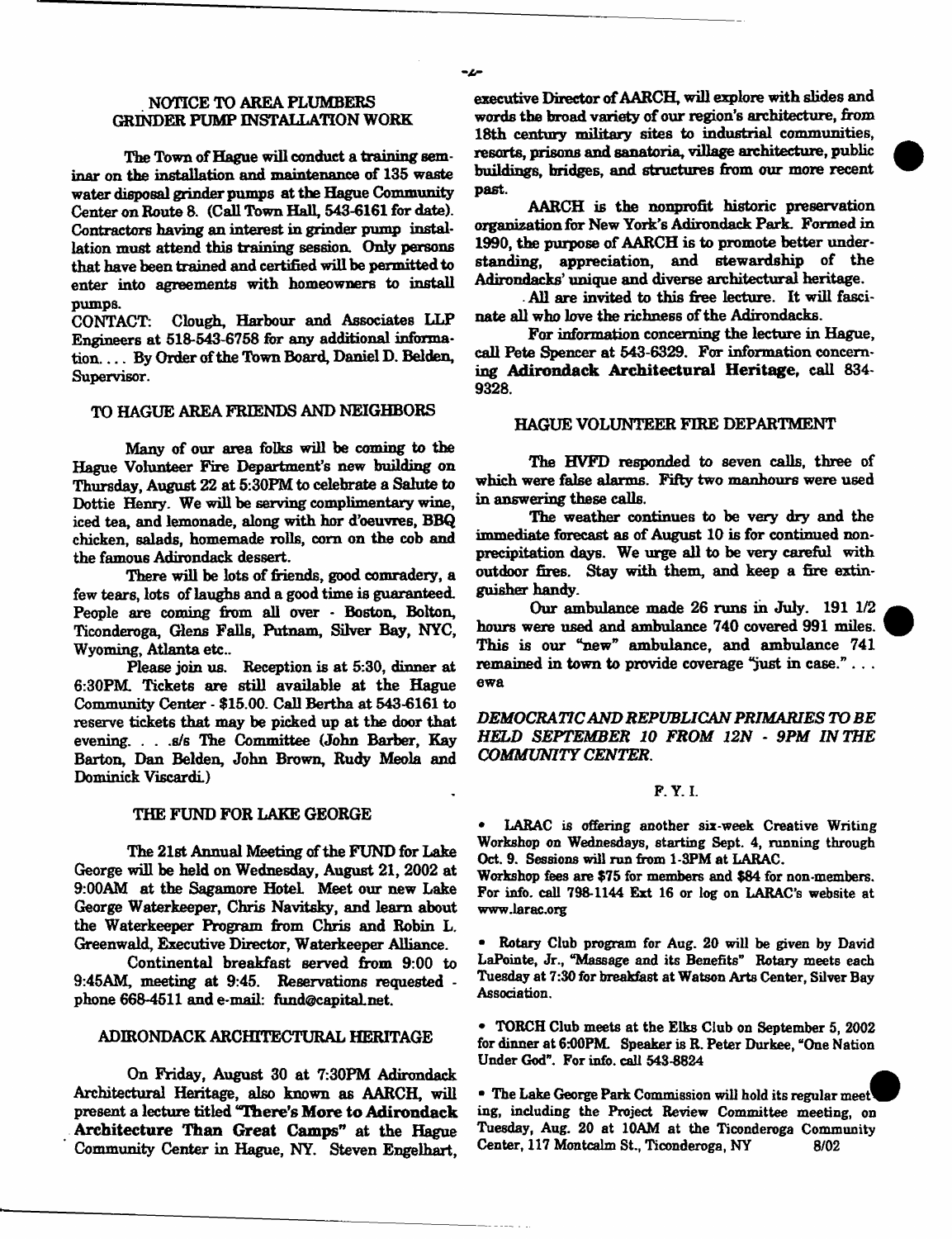## NOTICE TO AREA PLUMBERS GRINDER PUMP INSTALLATION WORK

The Town of Hague will conduct a training seminar on the installation and maintenance of 135 waste water disposal grinder pumps at the Hague Community Center on Route 8. (Call Town Hall, 543-6161 for date). Contractors having an interest in grinder pump installation must attend this training session. Only persons that have been trained and certified will be permitted to enter into agreements with homeowners to install pumps.

CONTACT: Clough, Harbour and Associates LLP Engineers at 518-543-6758 for any additional information.... By Order of the Town Board, Daniel D. Belden, Supervisor.

## TO HAGUE AREA FRIENDS AND NEIGHBORS

Many of our area folks will be coming to the Hague Volunteer Fire Department's new building on Thursday, August 22 at 5:30PM to celebrate a Salute to Dottie Henry. We will be serving complimentary wine, iced tea, and lemonade, along with hor d'oeuvres, BBQ chicken, salads, homemade rolls, corn on the cob and the famous Adirondack dessert.

There will be lots of friends, good comradery, a few tears, lots of laughs and a good time is guaranteed. People are coming from all over - Boston, Bolton, Ticonderoga, Glens Falls, Putnam, Silver Bay, NYC, Wyoming, Atlanta etc..

Please join us. Reception is at 5:30, dinner at 6:30PM. Tickets are still available at the Hague Community Center - $15.00. Call Bertha at 543-6161 to reserve tickets that may be picked up at the door that evening. . . .s/s The Committee (John Barber, Kay Barton, Dan Belden, John Brown, Rudy Meola and Dominick Viscardi.)

## THE FUND FOR LAKE GEORGE

The 21st Annual Meeting of the FUND for Lake George will be held on Wednesday, August 21, 2002 at 9:00AM at the Sagamore Hotel. Meet our new Lake George Waterkeeper, Chris Navitsky, and learn about the Waterkeeper Program from Chris and Robin L. Greenwald, Executive Director, Waterkeeper Alliance.

Continental breakfast served from 9:00 to 9:45AM, meeting at 9:45. Reservations requested - phone 668-4511 and e-mail: fund@capital.net.

## ADIRONDACK ARCHITECTURAL HERITAGE

On Friday, August 30 at 7:30PM Adirondack Architectural Heritage, also known as AARCH, will present a lecture titled **"There's More to Adirondack Architecture Than Great Camps"** at the Hague Community Center in Hague, NY. Steven Engelhart, executive Director of AARCH, will explore with slides and words the broad variety of our region's architecture, from 18th century military sites to industrial communities, resorts, prisons and sanatoria, village architecture, public buildings, bridges, and structures from our more recent past.

AARCH is the nonprofit historic preservation organization for New York's Adirondack Park. Formed in 1990, the purpose of AARCH is to promote better understanding, appreciation, and stewardship of the Adirondacks' unique and diverse architectural heritage.

All are invited to this free lecture. It will fascinate all who love the richness of the Adirondacks.

For information concerning the lecture in Hague, call Pete Spencer at 543-6329. For information concerning **Adirondack Architectural Heritage**, call 834-9328.

## HAGUE VOLUNTEER FIRE DEPARTMENT

The HVFD responded to seven calls, three of which were false alarms. Fifty two manhours were used in answering these calls.

The weather continues to be very dry and the immediate forecast as of August 10 is for continued non-precipitation days. We urge all to be very careful with outdoor fires. Stay with them, and keep a fire extinguisher handy.

Our ambulance made 26 runs in July. 191 1/2 hours were used and ambulance 740 covered 991 miles. This is our "new" ambulance, and ambulance 741 remained in town to provide coverage "just in case." . . . ewa

*DEMOCRATIC AND REPUBLICAN PRIMARIES TO BE HELD SEPTEMBER 10 FROM 12N - 9PM IN THE COMMUNITY CENTER.*

## F. Y. I.

- LARAC is offering another six-week Creative Writing Workshop on Wednesdays, starting Sept. 4, running through Oct. 9. Sessions will run from 1-3PM at LARAC. Workshop fees are $75 for members and $84 for non-members. For info. call 798-1144 Ext 16 or log on LARAC's website at www.larac.org

- Rotary Club program for Aug. 20 will be given by David LaPointe, Jr., "Massage and its Benefits" Rotary meets each Tuesday at 7:30 for breakfast at Watson Arts Center, Silver Bay Association.

- TORCH Club meets at the Elks Club on September 5, 2002 for dinner at 6:00PM. Speaker is R. Peter Durkee, "One Nation Under God". For info. call 543-8824

- The Lake George Park Commission will hold its regular meeting, including the Project Review Committee meeting, on Tuesday, Aug. 20 at 10AM at the Ticonderoga Community Center, 117 Montcalm St., Ticonderoga, NY 8/02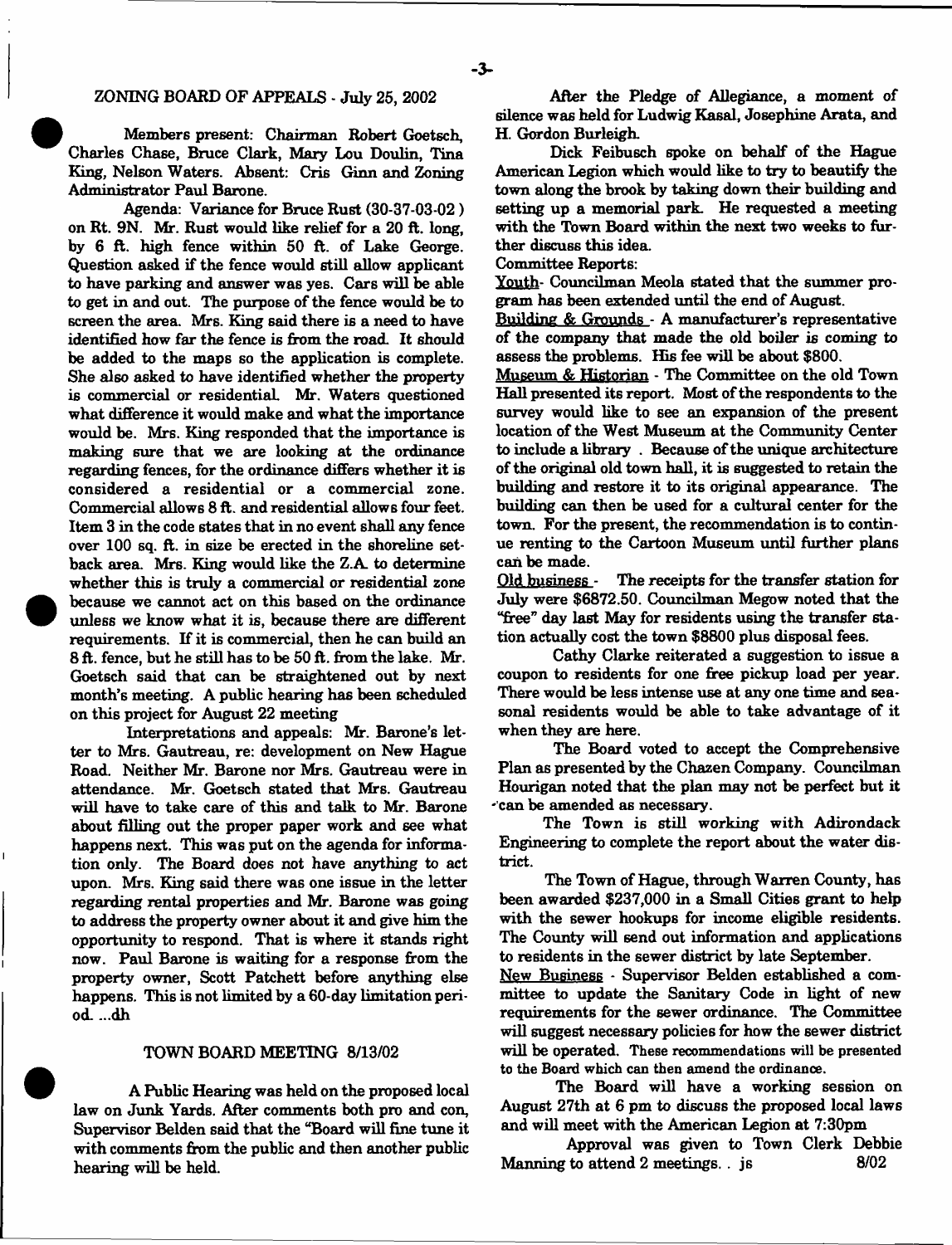## ZONING BOARD OF APPEALS - July 25, 2002

Members present: Chairman Robert Goetsch, Charles Chase, Bruce Clark, Mary Lou Doulin, Tina King, Nelson Waters. Absent: Cris Ginn and Zoning Administrator Paul Barone.

Agenda: Variance for Bruce Rust (30-37-03-02 ) on Rt. 9N. Mr. Rust would like relief for a 20 ft. long, by 6 ft. high fence within 50 ft. of Lake George. Question asked if the fence would still allow applicant to have parking and answer was yes. Cars will be able to get in and out. The purpose of the fence would be to screen the area. Mrs. King said there is a need to have identified how far the fence is from the road. It should be added to the maps so the application is complete. She also asked to have identified whether the property is commercial or residential. Mr. Waters questioned what difference it would make and what the importance would be. Mrs. King responded that the importance is making sure that we are looking at the ordinance regarding fences, for the ordinance differs whether it is considered a residential or a commercial zone. Commercial allows 8 ft. and residential allows four feet. Item 3 in the code states that in no event shall any fence over 100 sq. ft. in size be erected in the shoreline setback area. Mrs. King would like the Z.A. to determine whether this is truly a commercial or residential zone because we cannot act on this based on the ordinance unless we know what it is, because there are different requirements. If it is commercial, then he can build an 8 ft. fence, but he still has to be 50 ft. from the lake. Mr. Goetsch said that can be straightened out by next month's meeting. A public hearing has been scheduled on this project for August 22 meeting

Interpretations and appeals: Mr. Barone's letter to Mrs. Gautreau, re: development on New Hague Road. Neither Mr. Barone nor Mrs. Gautreau were in attendance. Mr. Goetsch stated that Mrs. Gautreau will have to take care of this and talk to Mr. Barone about filling out the proper paper work and see what happens next. This was put on the agenda for information only. The Board does not have anything to act upon. Mrs. King said there was one issue in the letter regarding rental properties and Mr. Barone was going to address the property owner about it and give him the opportunity to respond. That is where it stands right now. Paul Barone is waiting for a response from the property owner, Scott Patchett before anything else happens. This is not limited by a 60-day limitation period. ...dh

## TOWN BOARD MEETING 8/13/02

A Public Hearing was held on the proposed local law on Junk Yards. After comments both pro and con, Supervisor Belden said that the "Board will fine tune it with comments from the public and then another public hearing will be held.

After the Pledge of Allegiance, a moment of silence was held for Ludwig Kasal, Josephine Arata, and H. Gordon Burleigh.

Dick Feibusch spoke on behalf of the Hague American Legion which would like to try to beautify the town along the brook by taking down their building and setting up a memorial park. He requested a meeting with the Town Board within the next two weeks to further discuss this idea.

Committee Reports:

Youth- Councilman Meola stated that the summer program has been extended until the end of August.

Building & Grounds - A manufacturer's representative of the company that made the old boiler is coming to assess the problems. His fee will be about $800.

Museum & Historian - The Committee on the old Town Hall presented its report. Most of the respondents to the survey would like to see an expansion of the present location of the West Museum at the Community Center to include a library . Because of the unique architecture of the original old town hall, it is suggested to retain the building and restore it to its original appearance. The building can then be used for a cultural center for the town. For the present, the recommendation is to continue renting to the Cartoon Museum until further plans can be made.

Old business - The receipts for the transfer station for July were $6872.50. Councilman Megow noted that the "free" day last May for residents using the transfer station actually cost the town $8800 plus disposal fees.

Cathy Clarke reiterated a suggestion to issue a coupon to residents for one free pickup load per year. There would be less intense use at any one time and seasonal residents would be able to take advantage of it when they are here.

The Board voted to accept the Comprehensive Plan as presented by the Chazen Company. Councilman Hourigan noted that the plan may not be perfect but it can be amended as necessary.

The Town is still working with Adirondack Engineering to complete the report about the water district.

The Town of Hague, through Warren County, has been awarded $237,000 in a Small Cities grant to help with the sewer hookups for income eligible residents. The County will send out information and applications to residents in the sewer district by late September.

New Business - Supervisor Belden established a committee to update the Sanitary Code in light of new requirements for the sewer ordinance. The Committee will suggest necessary policies for how the sewer district will be operated. These recommendations will be presented to the Board which can then amend the ordinance.

The Board will have a working session on August 27th at 6 pm to discuss the proposed local laws and will meet with the American Legion at 7:30pm

Approval was given to Town Clerk Debbie Manning to attend 2 meetings. . js 8/02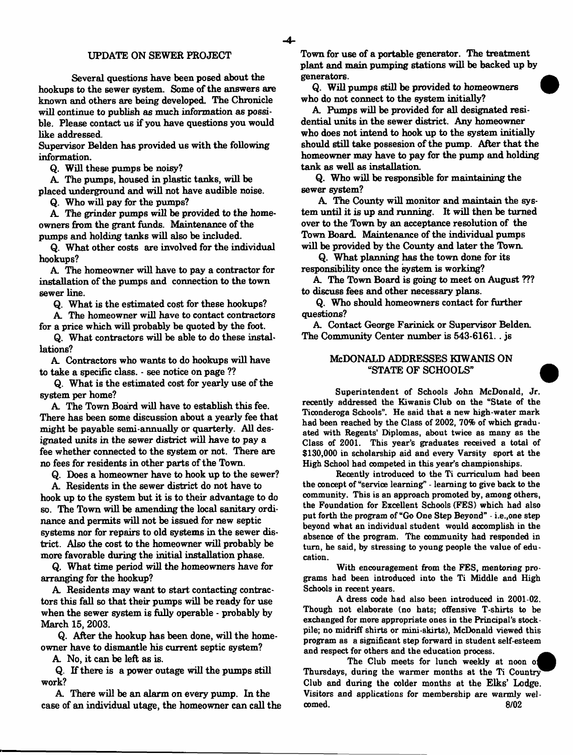## UPDATE ON SEWER PROJECT

Several questions have been posed about the hookups to the sewer system. Some of the answers are known and others are being developed. The Chronicle will continue to publish as much information as possible. Please contact us if you have questions you would like addressed.

Supervisor Belden has provided us with the following information.

Q. Will these pumps be noisy?

A. The pumps, housed in plastic tanks, will be placed underground and will not have audible noise.

Q. Who will pay for the pumps?

A. The grinder pumps will be provided to the homeowners from the grant funds. Maintenance of the pumps and holding tanks will also be included.

Q. What other costs are involved for the individual hookups?

A. The homeowner will have to pay a contractor for installation of the pumps and connection to the town sewer line.

Q. What is the estimated cost for these hookups?

A. The homeowner will have to contact contractors for a price which will probably be quoted by the foot.

Q. What contractors will be able to do these installations?

A. Contractors who wants to do hookups will have to take a specific class. - see notice on page ??

Q. What is the estimated cost for yearly use of the system per home?

A. The Town Board will have to establish this fee. There has been some discussion about a yearly fee that might be payable semi-annually or quarterly. All designated units in the sewer district will have to pay a fee whether connected to the system or not. There are no fees for residents in other parts of the Town.

Q. Does a homeowner have to hook up to the sewer?

A. Residents in the sewer district do not have to hook up to the system but it is to their advantage to do so. The Town will be amending the local sanitary ordinance and permits will not be issued for new septic systems nor for repairs to old systems in the sewer district. Also the cost to the homeowner will probably be more favorable during the initial installation phase.

Q. What time period will the homeowners have for arranging for the hookup?

A. Residents may want to start contacting contractors this fall so that their pumps will be ready for use when the sewer system is fully operable - probably by March 15, 2003.

Q. After the hookup has been done, will the homeowner have to dismantle his current septic system?

A. No, it can be left as is.

Q. If there is a power outage will the pumps still work?

A. There will be an alarm on every pump. In the case of an individual utage, the homeowner can call the Town for use of a portable generator. The treatment plant and main pumping stations will be backed up by generators.

Q. Will pumps still be provided to homeowners who do not connect to the system initially?

A. Pumps will be provided for all designated residential units in the sewer district. Any homeowner who does not intend to hook up to the system initially should still take possesion of the pump. After that the homeowner may have to pay for the pump and holding tank as well as installation.

Q. Who will be responsible for maintaining the sewer system?

A. The County will monitor and maintain the system until it is up and running. It will then be turned over to the Town by an acceptance resolution of the Town Board. Maintenance of the individual pumps will be provided by the County and later the Town.

Q. What planning has the town done for its responsibility once the system is working?

A. The Town Board is going to meet on August ??? to discuss fees and other necessary plans.

Q. Who should homeowners contact for further questions?

A. Contact George Farinick or Supervisor Belden. The Community Center number is 543-6161. . js

## McDONALD ADDRESSES KIWANIS ON "STATE OF SCHOOLS"

Superintendent of Schools John McDonald, Jr. recently addressed the Kiwanis Club on the "State of the Ticonderoga Schools". He said that a new high-water mark had been reached by the Class of 2002, 70% of which graduated with Regents' Diplomas, about twice as many as the Class of 2001. This year's graduates received a total of $130,000 in scholarship aid and every Varsity sport at the High School had competed in this year's championships.

Recently introduced to the Ti curriculum had been the concept of "service learning" - learning to give back to the community. This is an approach promoted by, among others, the Foundation for Excellent Schools (FES) which had also put forth the program of "Go One Step Beyond" - i.e.,one step beyond what an individual student would accomplish in the absence of the program. The community had responded in turn, he said, by stressing to young people the value of education.

With encouragement from the FES, mentoring programs had been introduced into the Ti Middle and High Schools in recent years.

A dress code had also been introduced in 2001-02. Though not elaborate (no hats; offensive T-shirts to be exchanged for more appropriate ones in the Principal's stockpile; no midriff shirts or mini-skirts), McDonald viewed this program as a significant step forward in student self-esteem and respect for others and the education process.

The Club meets for lunch weekly at noon on Thursdays, during the warmer months at the Ti Country Club and during the colder months at the Elks' Lodge. Visitors and applications for membership are warmly welcomed. 8/02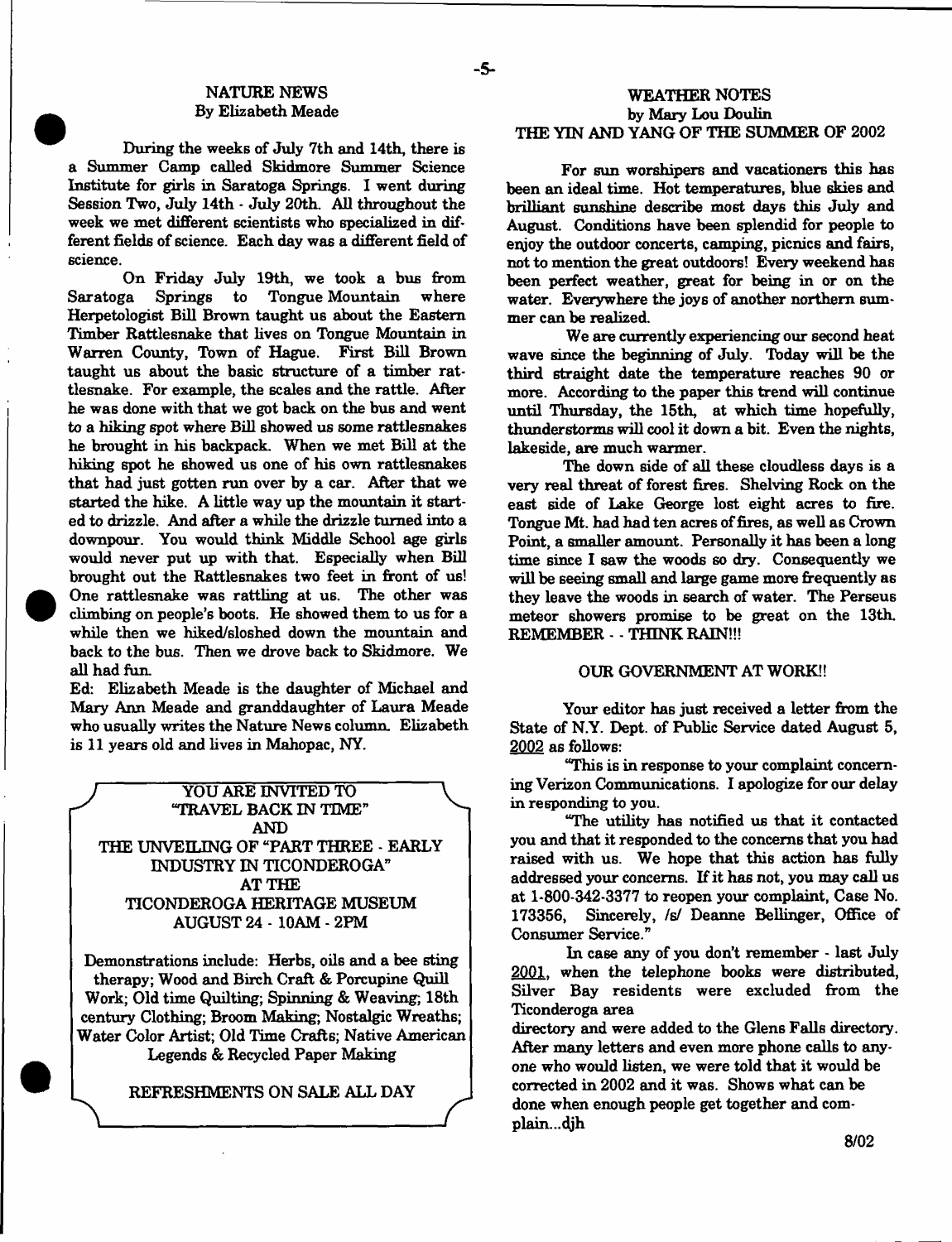## NATURE NEWS
### By Elizabeth Meade

During the weeks of July 7th and 14th, there is a Summer Camp called Skidmore Summer Science Institute for girls in Saratoga Springs. I went during Session Two, July 14th - July 20th. All throughout the week we met different scientists who specialized in different fields of science. Each day was a different field of science.

On Friday July 19th, we took a bus from Saratoga Springs to Tongue Mountain where Herpetologist Bill Brown taught us about the Eastern Timber Rattlesnake that lives on Tongue Mountain in Warren County, Town of Hague. First Bill Brown taught us about the basic structure of a timber rattlesnake. For example, the scales and the rattle. After he was done with that we got back on the bus and went to a hiking spot where Bill showed us some rattlesnakes he brought in his backpack. When we met Bill at the hiking spot he showed us one of his own rattlesnakes that had just gotten run over by a car. After that we started the hike. A little way up the mountain it started to drizzle. And after a while the drizzle turned into a downpour. You would think Middle School age girls would never put up with that. Especially when Bill brought out the Rattlesnakes two feet in front of us! One rattlesnake was rattling at us. The other was climbing on people's boots. He showed them to us for a while then we hiked/sloshed down the mountain and back to the bus. Then we drove back to Skidmore. We all had fun.

Ed: Elizabeth Meade is the daughter of Michael and Mary Ann Meade and granddaughter of Laura Meade who usually writes the Nature News column. Elizabeth is 11 years old and lives in Mahopac, NY.

YOU ARE INVITED TO
"TRAVEL BACK IN TIME"
AND
THE UNVEILING OF "PART THREE - EARLY INDUSTRY IN TICONDEROGA"
AT THE
TICONDEROGA HERITAGE MUSEUM
AUGUST 24 - 10AM - 2PM

Demonstrations include: Herbs, oils and a bee sting therapy; Wood and Birch Craft & Porcupine Quill Work; Old time Quilting; Spinning & Weaving; 18th century Clothing; Broom Making; Nostalgic Wreaths; Water Color Artist; Old Time Crafts; Native American Legends & Recycled Paper Making

REFRESHMENTS ON SALE ALL DAY

## WEATHER NOTES
### by Mary Lou Doulin
### THE YIN AND YANG OF THE SUMMER OF 2002

For sun worshipers and vacationers this has been an ideal time. Hot temperatures, blue skies and brilliant sunshine describe most days this July and August. Conditions have been splendid for people to enjoy the outdoor concerts, camping, picnics and fairs, not to mention the great outdoors! Every weekend has been perfect weather, great for being in or on the water. Everywhere the joys of another northern summer can be realized.

We are currently experiencing our second heat wave since the beginning of July. Today will be the third straight date the temperature reaches 90 or more. According to the paper this trend will continue until Thursday, the 15th, at which time hopefully, thunderstorms will cool it down a bit. Even the nights, lakeside, are much warmer.

The down side of all these cloudless days is a very real threat of forest fires. Shelving Rock on the east side of Lake George lost eight acres to fire. Tongue Mt. had had ten acres of fires, as well as Crown Point, a smaller amount. Personally it has been a long time since I saw the woods so dry. Consequently we will be seeing small and large game more frequently as they leave the woods in search of water. The Perseus meteor showers promise to be great on the 13th. REMEMBER - - THINK RAIN!!!

## OUR GOVERNMENT AT WORK!!

Your editor has just received a letter from the State of N.Y. Dept. of Public Service dated August 5, 2002 as follows:

"This is in response to your complaint concerning Verizon Communications. I apologize for our delay in responding to you.

"The utility has notified us that it contacted you and that it responded to the concerns that you had raised with us. We hope that this action has fully addressed your concerns. If it has not, you may call us at 1-800-342-3377 to reopen your complaint, Case No. 173356, Sincerely, /s/ Deanne Bellinger, Office of Consumer Service."

In case any of you don't remember - last July 2001, when the telephone books were distributed, Silver Bay residents were excluded from the Ticonderoga area directory and were added to the Glens Falls directory. After many letters and even more phone calls to anyone who would listen, we were told that it would be corrected in 2002 and it was. Shows what can be done when enough people get together and complain...djh

8/02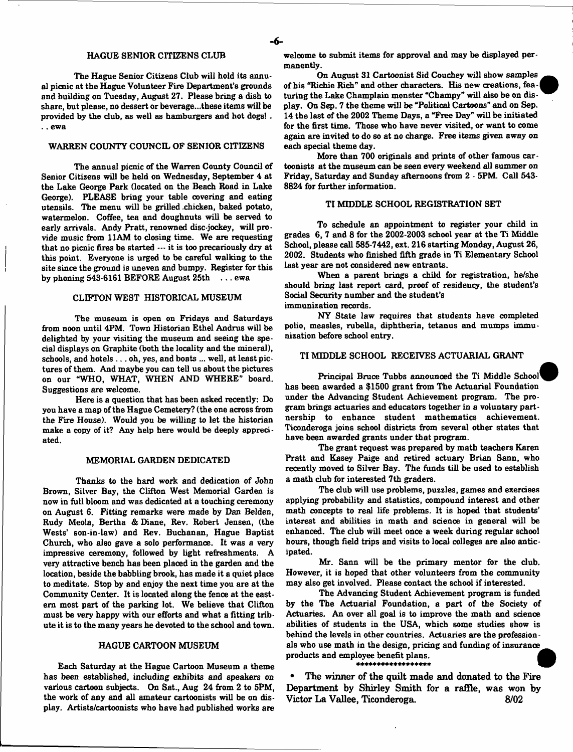## HAGUE SENIOR CITIZENS CLUB

The Hague Senior Citizens Club will hold its annual picnic at the Hague Volunteer Fire Department's grounds and building on Tuesday, August 27. Please bring a dish to share, but please, no dessert or beverage...these items will be provided by the club, as well as hamburgers and hot dogs! . . . ewa

## WARREN COUNTY COUNCIL OF SENIOR CITIZENS

The annual picnic of the Warren County Council of Senior Citizens will be held on Wednesday, September 4 at the Lake George Park (located on the Beach Road in Lake George). PLEASE bring your table covering and eating utensils. The menu will be grilled chicken, baked potato, watermelon. Coffee, tea and doughnuts will be served to early arrivals. Andy Pratt, renowned disc-jockey, will provide music from 11AM to closing time. We are requesting that no picnic fires be started --- it is too precariously dry at this point. Everyone is urged to be careful walking to the site since the ground is uneven and bumpy. Register for this by phoning 543-6161 BEFORE August 25th . . . ewa

## CLIFTON WEST HISTORICAL MUSEUM

The museum is open on Fridays and Saturdays from noon until 4PM. Town Historian Ethel Andrus will be delighted by your visiting the museum and seeing the special displays on Graphite (both the locality and the mineral), schools, and hotels . . . oh, yes, and boats ... well, at least pictures of them. And maybe you can tell us about the pictures on our "WHO, WHAT, WHEN AND WHERE" board. Suggestions are welcome.

Here is a question that has been asked recently: Do you have a map of the Hague Cemetery? (the one across from the Fire House). Would you be willing to let the historian make a copy of it? Any help here would be deeply appreciated.

## MEMORIAL GARDEN DEDICATED

Thanks to the hard work and dedication of John Brown, Silver Bay, the Clifton West Memorial Garden is now in full bloom and was dedicated at a touching ceremony on August 6. Fitting remarks were made by Dan Belden, Rudy Meola, Bertha & Diane, Rev. Robert Jensen, (the Wests' son-in-law) and Rev. Buchanan, Hague Baptist Church, who also gave a solo performance. It was a very impressive ceremony, followed by light refreshments. A very attractive bench has been placed in the garden and the location, beside the babbling brook, has made it a quiet place to meditate. Stop by and enjoy the next time you are at the Community Center. It is located along the fence at the eastern most part of the parking lot. We believe that Clifton must be very happy with our efforts and what a fitting tribute it is to the many years he devoted to the school and town.

## HAGUE CARTOON MUSEUM

Each Saturday at the Hague Cartoon Museum a theme has been established, including exhibits and speakers on various cartoon subjects. On Sat., Aug 24 from 2 to 5PM, the work of any and all amateur cartoonists will be on display. Artists/cartoonists who have had published works are welcome to submit items for approval and may be displayed permanently.

On August 31 Cartoonist Sid Couchey will show samples of his "Richie Rich" and other characters. His new creations, featuring the Lake Champlain monster "Champy" will also be on display. On Sep. 7 the theme will be "Political Cartoons" and on Sep. 14 the last of the 2002 Theme Days, a "Free Day" will be initiated for the first time. Those who have never visited, or want to come again are invited to do so at no charge. Free items given away on each special theme day.

More than 700 originals and prints of other famous cartoonists at the museum can be seen every weekend all summer on Friday, Saturday and Sunday afternoons from 2 - 5PM. Call 543-8824 for further information.

## TI MIDDLE SCHOOL REGISTRATION SET

To schedule an appointment to register your child in grades 6, 7 and 8 for the 2002-2003 school year at the Ti Middle School, please call 585-7442, ext. 216 starting Monday, August 26, 2002. Students who finished fifth grade in Ti Elementary School last year are not considered new entrants.

When a parent brings a child for registration, he/she should bring last report card, proof of residency, the student's Social Security number and the student's immunization records.

NY State law requires that students have completed polio, measles, rubella, diphtheria, tetanus and mumps immunization before school entry.

## TI MIDDLE SCHOOL RECEIVES ACTUARIAL GRANT

Principal Bruce Tubbs announced the Ti Middle School has been awarded a $1500 grant from The Actuarial Foundation under the Advancing Student Achievement program. The program brings actuaries and educators together in a voluntary partnership to enhance student mathematics achievement. Ticonderoga joins school districts from several other states that have been awarded grants under that program.

The grant request was prepared by math teachers Karen Pratt and Kasey Paige and retired actuary Brian Sann, who recently moved to Silver Bay. The funds till be used to establish a math club for interested 7th graders.

The club will use problems, puzzles, games and exercises applying probability and statistics, compound interest and other math concepts to real life problems. It is hoped that students' interest and abilities in math and science in general will be enhanced. The club will meet once a week during regular school hours, though field trips and visits to local colleges are also anticipated.

Mr. Sann will be the primary mentor for the club. However, it is hoped that other volunteers from the community may also get involved. Please contact the school if interested.

The Advancing Student Achievement program is funded by the The Actuarial Foundation, a part of the Society of Actuaries. An over all goal is to improve the math and science abilities of students in the USA, which some studies show is behind the levels in other countries. Actuaries are the professionals who use math in the design, pricing and funding of insurance products and employee benefit plans.

******************

- **The winner of the quilt made and donated to the Fire Department by Shirley Smith for a raffle, was won by Victor La Vallee, Ticonderoga. 8/02**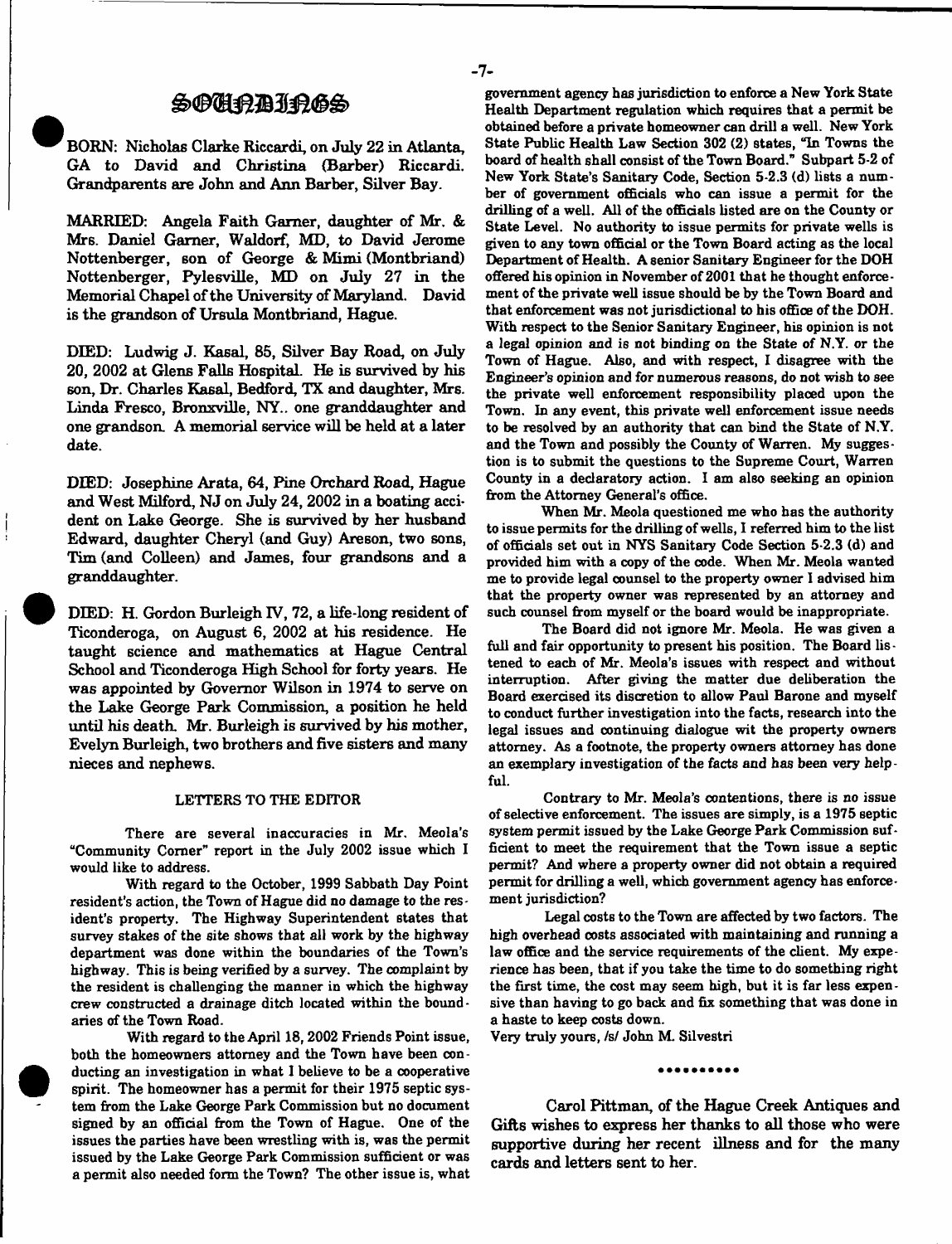# SOUNDINGS

BORN: Nicholas Clarke Riccardi, on July 22 in Atlanta, GA to David and Christina (Barber) Riccardi. Grandparents are John and Ann Barber, Silver Bay.

MARRIED: Angela Faith Garner, daughter of Mr. & Mrs. Daniel Garner, Waldorf, MD, to David Jerome Nottenberger, son of George & Mimi (Montbriand) Nottenberger, Pylesville, MD on July 27 in the Memorial Chapel of the University of Maryland. David is the grandson of Ursula Montbriand, Hague.

DIED: Ludwig J. Kasal, 85, Silver Bay Road, on July 20, 2002 at Glens Falls Hospital. He is survived by his son, Dr. Charles Kasal, Bedford, TX and daughter, Mrs. Linda Fresco, Bronxville, NY.. one granddaughter and one grandson. A memorial service will be held at a later date.

DIED: Josephine Arata, 64, Pine Orchard Road, Hague and West Milford, NJ on July 24, 2002 in a boating accident on Lake George. She is survived by her husband Edward, daughter Cheryl (and Guy) Areson, two sons, Tim (and Colleen) and James, four grandsons and a granddaughter.

DIED: H. Gordon Burleigh IV, 72, a life-long resident of Ticonderoga, on August 6, 2002 at his residence. He taught science and mathematics at Hague Central School and Ticonderoga High School for forty years. He was appointed by Governor Wilson in 1974 to serve on the Lake George Park Commission, a position he held until his death. Mr. Burleigh is survived by his mother, Evelyn Burleigh, two brothers and five sisters and many nieces and nephews.

## LETTERS TO THE EDITOR

There are several inaccuracies in Mr. Meola's "Community Corner" report in the July 2002 issue which I would like to address.

With regard to the October, 1999 Sabbath Day Point resident's action, the Town of Hague did no damage to the resident's property. The Highway Superintendent states that survey stakes of the site shows that all work by the highway department was done within the boundaries of the Town's highway. This is being verified by a survey. The complaint by the resident is challenging the manner in which the highway crew constructed a drainage ditch located within the boundaries of the Town Road.

With regard to the April 18, 2002 Friends Point issue, both the homeowners attorney and the Town have been conducting an investigation in what I believe to be a cooperative spirit. The homeowner has a permit for their 1975 septic system from the Lake George Park Commission but no document signed by an official from the Town of Hague. One of the issues the parties have been wrestling with is, was the permit issued by the Lake George Park Commission sufficient or was a permit also needed form the Town? The other issue is, what government agency has jurisdiction to enforce a New York State Health Department regulation which requires that a permit be obtained before a private homeowner can drill a well. New York State Public Health Law Section 302 (2) states, "In Towns the board of health shall consist of the Town Board." Subpart 5-2 of New York State's Sanitary Code, Section 5-2.3 (d) lists a number of government officials who can issue a permit for the drilling of a well. All of the officials listed are on the County or State Level. No authority to issue permits for private wells is given to any town official or the Town Board acting as the local Department of Health. A senior Sanitary Engineer for the DOH offered his opinion in November of 2001 that he thought enforcement of the private well issue should be by the Town Board and that enforcement was not jurisdictional to his office of the DOH. With respect to the Senior Sanitary Engineer, his opinion is not a legal opinion and is not binding on the State of N.Y. or the Town of Hague. Also, and with respect, I disagree with the Engineer's opinion and for numerous reasons, do not wish to see the private well enforcement responsibility placed upon the Town. In any event, this private well enforcement issue needs to be resolved by an authority that can bind the State of N.Y. and the Town and possibly the County of Warren. My suggestion is to submit the questions to the Supreme Court, Warren County in a declaratory action. I am also seeking an opinion from the Attorney General's office.

When Mr. Meola questioned me who has the authority to issue permits for the drilling of wells, I referred him to the list of officials set out in NYS Sanitary Code Section 5-2.3 (d) and provided him with a copy of the code. When Mr. Meola wanted me to provide legal counsel to the property owner I advised him that the property owner was represented by an attorney and such counsel from myself or the board would be inappropriate.

The Board did not ignore Mr. Meola. He was given a full and fair opportunity to present his position. The Board listened to each of Mr. Meola's issues with respect and without interruption. After giving the matter due deliberation the Board exercised its discretion to allow Paul Barone and myself to conduct further investigation into the facts, research into the legal issues and continuing dialogue wit the property owners attorney. As a footnote, the property owners attorney has done an exemplary investigation of the facts and has been very helpful.

Contrary to Mr. Meola's contentions, there is no issue of selective enforcement. The issues are simply, is a 1975 septic system permit issued by the Lake George Park Commission sufficient to meet the requirement that the Town issue a septic permit? And where a property owner did not obtain a required permit for drilling a well, which government agency has enforcement jurisdiction?

Legal costs to the Town are affected by two factors. The high overhead costs associated with maintaining and running a law office and the service requirements of the client. My experience has been, that if you take the time to do something right the first time, the cost may seem high, but it is far less expensive than having to go back and fix something that was done in a haste to keep costs down.

Very truly yours, /s/ John M. Silvestri

\*\*\*\*\*\*\*\*\*\*

Carol Pittman, of the Hague Creek Antiques and Gifts wishes to express her thanks to all those who were supportive during her recent illness and for the many cards and letters sent to her.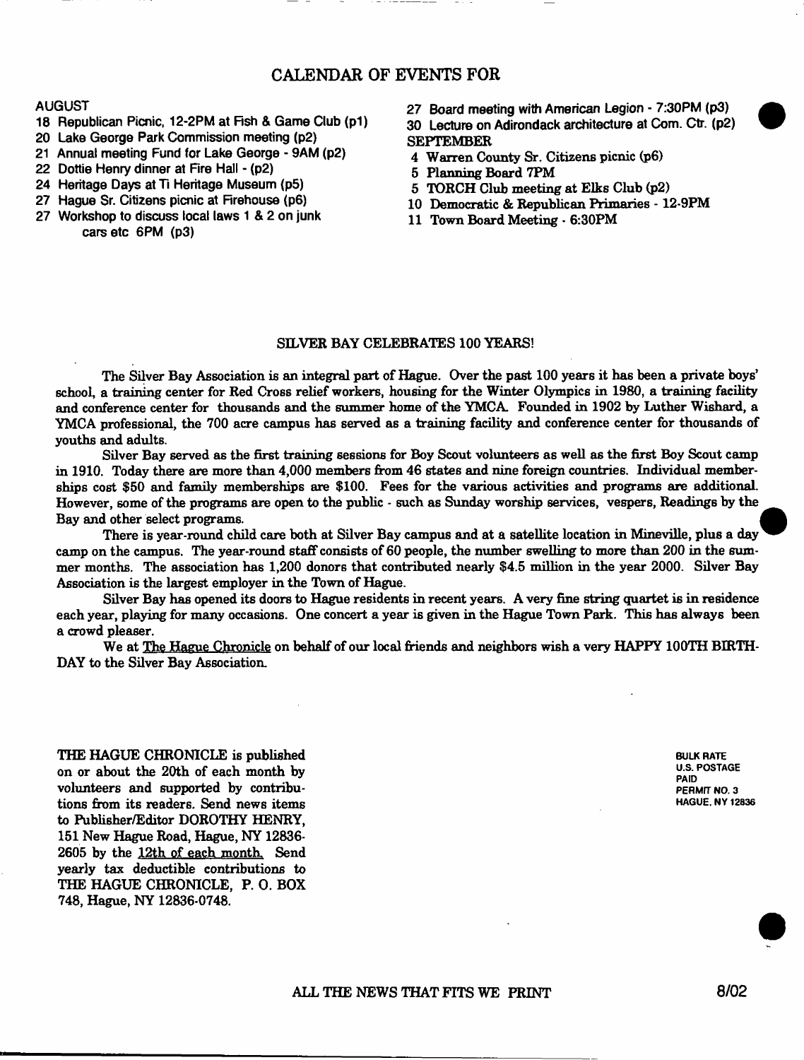## CALENDAR OF EVENTS FOR

AUGUST

18 Republican Picnic, 12-2PM at Fish & Game Club (p1)
20 Lake George Park Commission meeting (p2)
21 Annual meeting Fund for Lake George - 9AM (p2)
22 Dottie Henry dinner at Fire Hall - (p2)
24 Heritage Days at Ti Heritage Museum (p5)
27 Hague Sr. Citizens picnic at Firehouse (p6)
27 Workshop to discuss local laws 1 & 2 on junk cars etc 6PM (p3)
27 Board meeting with American Legion - 7:30PM (p3)
30 Lecture on Adirondack architecture at Com. Ctr. (p2)

SEPTEMBER

4 Warren County Sr. Citizens picnic (p6)
5 Planning Board 7PM
5 TORCH Club meeting at Elks Club (p2)
10 Democratic & Republican Primaries - 12-9PM
11 Town Board Meeting - 6:30PM

## SILVER BAY CELEBRATES 100 YEARS!

The Silver Bay Association is an integral part of Hague. Over the past 100 years it has been a private boys' school, a training center for Red Cross relief workers, housing for the Winter Olympics in 1980, a training facility and conference center for thousands and the summer home of the YMCA. Founded in 1902 by Luther Wishard, a YMCA professional, the 700 acre campus has served as a training facility and conference center for thousands of youths and adults.

Silver Bay served as the first training sessions for Boy Scout volunteers as well as the first Boy Scout camp in 1910. Today there are more than 4,000 members from 46 states and nine foreign countries. Individual memberships cost $50 and family memberships are $100. Fees for the various activities and programs are additional. However, some of the programs are open to the public - such as Sunday worship services, vespers, Readings by the Bay and other select programs.

There is year-round child care both at Silver Bay campus and at a satellite location in Mineville, plus a day camp on the campus. The year-round staff consists of 60 people, the number swelling to more than 200 in the summer months. The association has 1,200 donors that contributed nearly $4.5 million in the year 2000. Silver Bay Association is the largest employer in the Town of Hague.

Silver Bay has opened its doors to Hague residents in recent years. A very fine string quartet is in residence each year, playing for many occasions. One concert a year is given in the Hague Town Park. This has always been a crowd pleaser.

We at The Hague Chronicle on behalf of our local friends and neighbors wish a very HAPPY 100TH BIRTHDAY to the Silver Bay Association.

THE HAGUE CHRONICLE is published on or about the 20th of each month by volunteers and supported by contributions from its readers. Send news items to Publisher/Editor DOROTHY HENRY, 151 New Hague Road, Hague, NY 12836-2605 by the 12th of each month. Send yearly tax deductible contributions to THE HAGUE CHRONICLE, P. O. BOX 748, Hague, NY 12836-0748.

BULK RATE
U.S. POSTAGE
PAID
PERMIT NO. 3
HAGUE, NY 12836

ALL THE NEWS THAT FITS WE PRINT

8/02